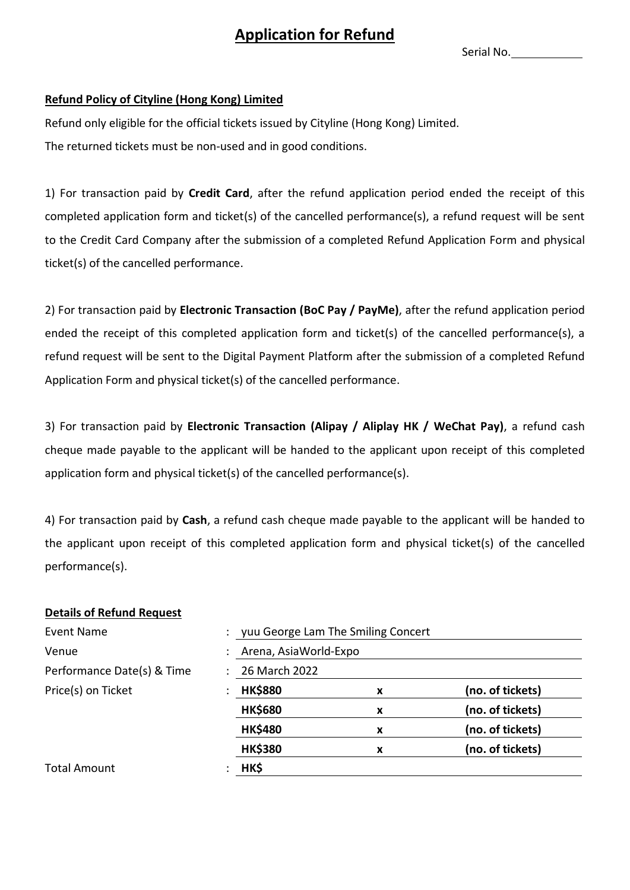# Application for Refund

Serial No.\_\_\_\_\_\_\_\_\_\_\_\_

**Refund Policy of Cityline (Hong Kong) Limited**

Refund only eligible for the official tickets issued by Cityline (Hong Kong) Limited.
The returned tickets must be non-used and in good conditions.

1) For transaction paid by **Credit Card**, after the refund application period ended the receipt of this completed application form and ticket(s) of the cancelled performance(s), a refund request will be sent to the Credit Card Company after the submission of a completed Refund Application Form and physical ticket(s) of the cancelled performance.

2) For transaction paid by **Electronic Transaction (BoC Pay / PayMe)**, after the refund application period ended the receipt of this completed application form and ticket(s) of the cancelled performance(s), a refund request will be sent to the Digital Payment Platform after the submission of a completed Refund Application Form and physical ticket(s) of the cancelled performance.

3) For transaction paid by **Electronic Transaction (Alipay / Aliplay HK / WeChat Pay)**, a refund cash cheque made payable to the applicant will be handed to the applicant upon receipt of this completed application form and physical ticket(s) of the cancelled performance(s).

4) For transaction paid by **Cash**, a refund cash cheque made payable to the applicant will be handed to the applicant upon receipt of this completed application form and physical ticket(s) of the cancelled performance(s).

**Details of Refund Request**

| | | | | |
|---|---|---|---|---|
| Event Name | : | yuu George Lam The Smiling Concert | | |
| Venue | : | Arena, AsiaWorld-Expo | | |
| Performance Date(s) & Time | : | 26 March 2022 | | |
| Price(s) on Ticket | : | **HK$880** | **x** | **(no. of tickets)** |
| | | **HK$680** | **x** | **(no. of tickets)** |
| | | **HK$480** | **x** | **(no. of tickets)** |
| | | **HK$380** | **x** | **(no. of tickets)** |
| Total Amount | : | **HK$** | | |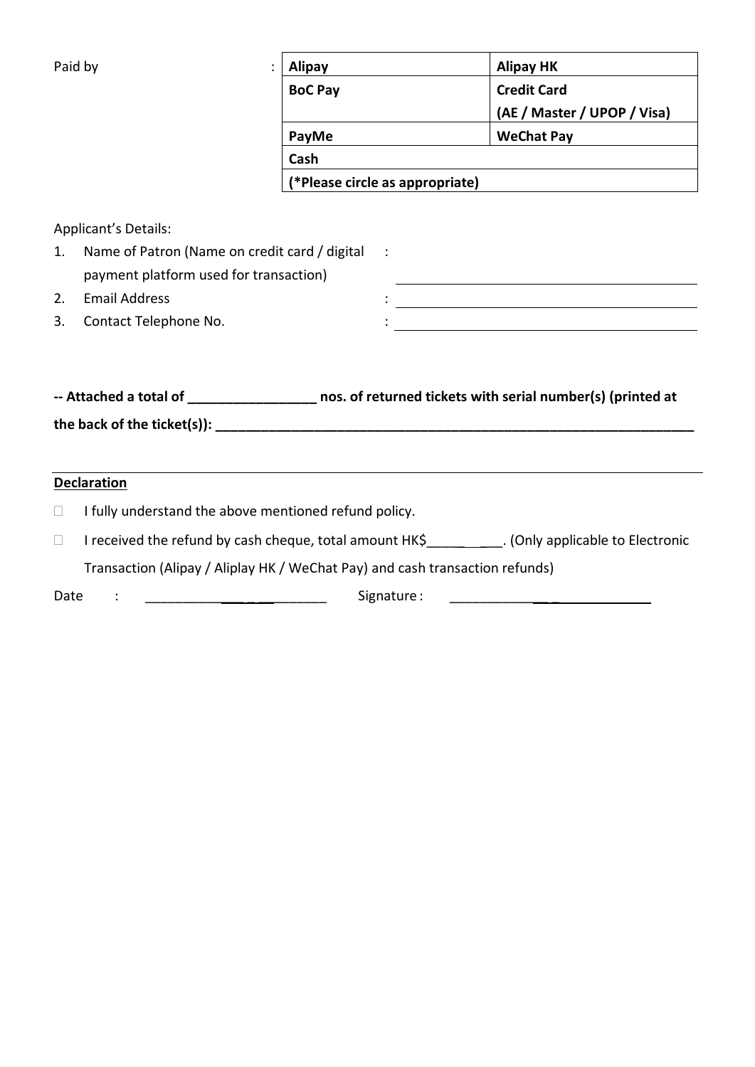Paid by :

| Alipay | Alipay HK |
| --- | --- |
| BoC Pay | Credit Card (AE / Master / UPOP / Visa) |
| PayMe | WeChat Pay |
| Cash | |
| (*Please circle as appropriate) | |

Applicant's Details:

1. Name of Patron (Name on credit card / digital payment platform used for transaction) : ______________________
2. Email Address : ______________________
3. Contact Telephone No. : ______________________

**-- Attached a total of _________________ nos. of returned tickets with serial number(s) (printed at the back of the ticket(s)): ____________________________________________________________________**

---

**Declaration**

- ☐ I fully understand the above mentioned refund policy.
- ☐ I received the refund by cash cheque, total amount HK$__________. (Only applicable to Electronic Transaction (Alipay / Aliplay HK / WeChat Pay) and cash transaction refunds)

Date : ______________________ Signature : ______________________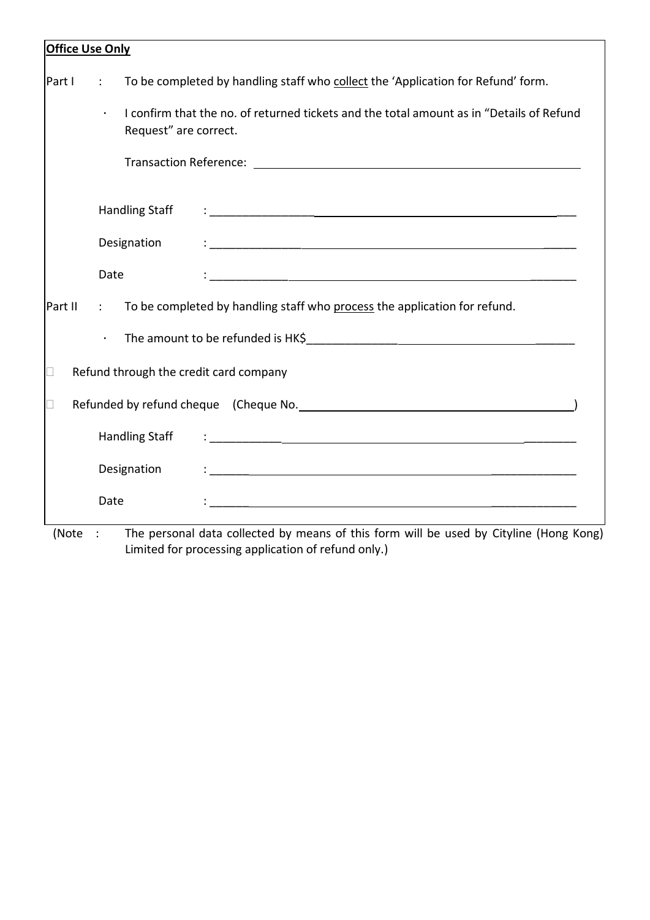**Office Use Only**

Part I : To be completed by handling staff who <u>collect</u> the 'Application for Refund' form.

- I confirm that the no. of returned tickets and the total amount as in "Details of Refund Request" are correct.

  Transaction Reference: ____________________________________________

Handling Staff : ____________________________________________

Designation : ____________________________________________

Date : ____________________________________________

Part II : To be completed by handling staff who <u>process</u> the application for refund.

- The amount to be refunded is HK$____________________________________

☐ Refund through the credit card company

☐ Refunded by refund cheque (Cheque No.____________________________________)

Handling Staff : ____________________________________________

Designation : ____________________________________________

Date : ____________________________________________

(Note : The personal data collected by means of this form will be used by Cityline (Hong Kong) Limited for processing application of refund only.)